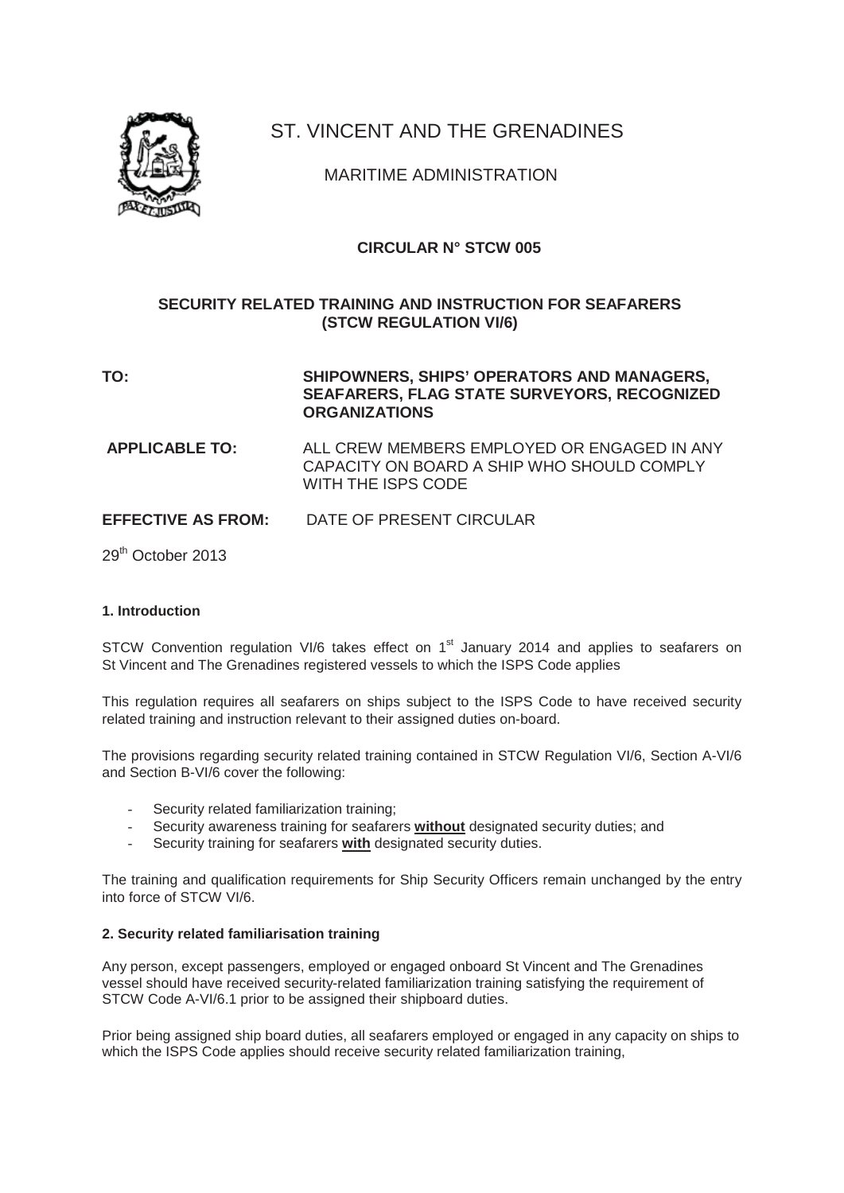# ST. VINCENT AND THE GRENADINES

## MARITIME ADMINISTRATION

### CIRCULAR N° STCW 005

### SECURITY RELATED TRAINING AND INSTRUCTION FOR SEAFARERS (STCW REGULATION VI/6)

**TO:** **SHIPOWNERS, SHIPS' OPERATORS AND MANAGERS, SEAFARERS, FLAG STATE SURVEYORS, RECOGNIZED ORGANIZATIONS**

**APPLICABLE TO:** ALL CREW MEMBERS EMPLOYED OR ENGAGED IN ANY CAPACITY ON BOARD A SHIP WHO SHOULD COMPLY WITH THE ISPS CODE

**EFFECTIVE AS FROM:** DATE OF PRESENT CIRCULAR

29th October 2013

**1. Introduction**

STCW Convention regulation VI/6 takes effect on 1st January 2014 and applies to seafarers on St Vincent and The Grenadines registered vessels to which the ISPS Code applies

This regulation requires all seafarers on ships subject to the ISPS Code to have received security related training and instruction relevant to their assigned duties on-board.

The provisions regarding security related training contained in STCW Regulation VI/6, Section A-VI/6 and Section B-VI/6 cover the following:

- Security related familiarization training;
- Security awareness training for seafarers **without** designated security duties; and
- Security training for seafarers **with** designated security duties.

The training and qualification requirements for Ship Security Officers remain unchanged by the entry into force of STCW VI/6.

**2. Security related familiarisation training**

Any person, except passengers, employed or engaged onboard St Vincent and The Grenadines vessel should have received security-related familiarization training satisfying the requirement of STCW Code A-VI/6.1 prior to be assigned their shipboard duties.

Prior being assigned ship board duties, all seafarers employed or engaged in any capacity on ships to which the ISPS Code applies should receive security related familiarization training,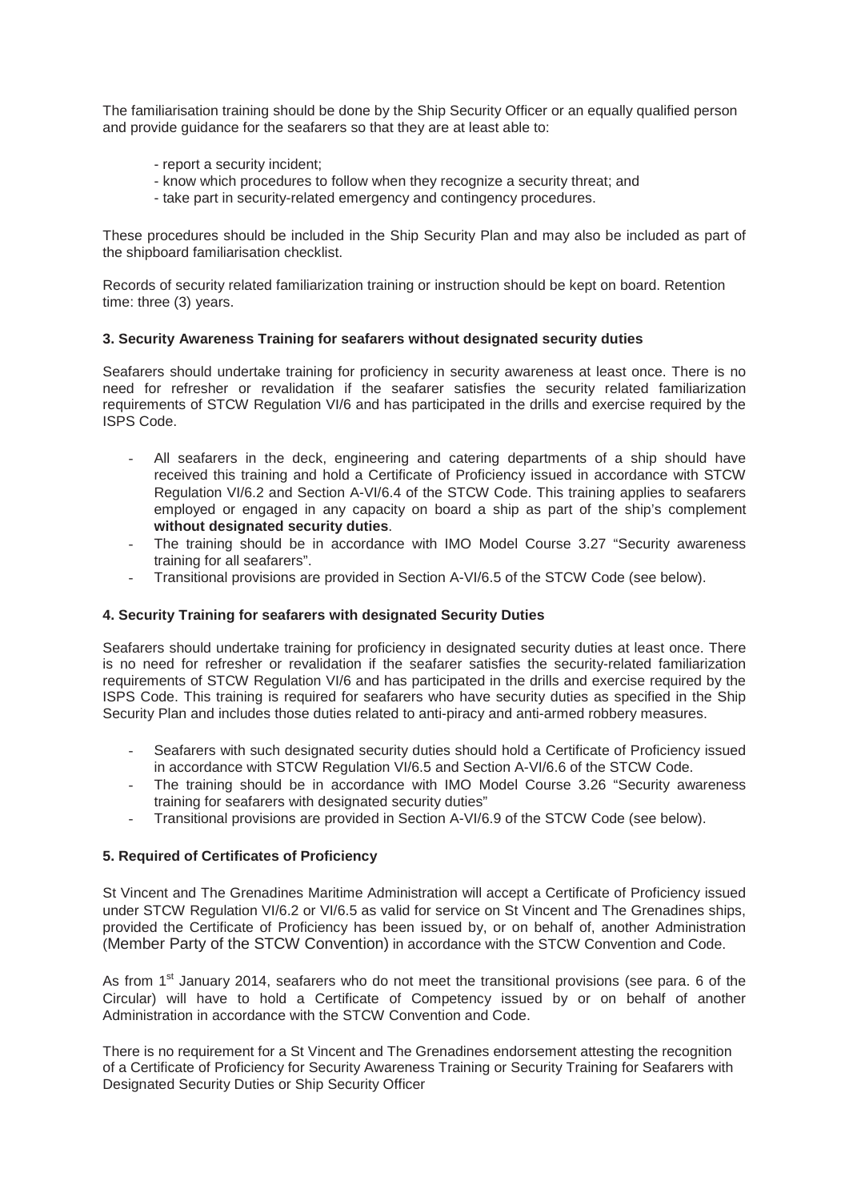The familiarisation training should be done by the Ship Security Officer or an equally qualified person and provide guidance for the seafarers so that they are at least able to:

- report a security incident;
- know which procedures to follow when they recognize a security threat; and
- take part in security-related emergency and contingency procedures.

These procedures should be included in the Ship Security Plan and may also be included as part of the shipboard familiarisation checklist.

Records of security related familiarization training or instruction should be kept on board. Retention time: three (3) years.

### 3. Security Awareness Training for seafarers without designated security duties

Seafarers should undertake training for proficiency in security awareness at least once. There is no need for refresher or revalidation if the seafarer satisfies the security related familiarization requirements of STCW Regulation VI/6 and has participated in the drills and exercise required by the ISPS Code.

- All seafarers in the deck, engineering and catering departments of a ship should have received this training and hold a Certificate of Proficiency issued in accordance with STCW Regulation VI/6.2 and Section A-VI/6.4 of the STCW Code. This training applies to seafarers employed or engaged in any capacity on board a ship as part of the ship's complement **without designated security duties**.
- The training should be in accordance with IMO Model Course 3.27 "Security awareness training for all seafarers".
- Transitional provisions are provided in Section A-VI/6.5 of the STCW Code (see below).

### 4. Security Training for seafarers with designated Security Duties

Seafarers should undertake training for proficiency in designated security duties at least once. There is no need for refresher or revalidation if the seafarer satisfies the security-related familiarization requirements of STCW Regulation VI/6 and has participated in the drills and exercise required by the ISPS Code. This training is required for seafarers who have security duties as specified in the Ship Security Plan and includes those duties related to anti-piracy and anti-armed robbery measures.

- Seafarers with such designated security duties should hold a Certificate of Proficiency issued in accordance with STCW Regulation VI/6.5 and Section A-VI/6.6 of the STCW Code.
- The training should be in accordance with IMO Model Course 3.26 "Security awareness training for seafarers with designated security duties"
- Transitional provisions are provided in Section A-VI/6.9 of the STCW Code (see below).

### 5. Required of Certificates of Proficiency

St Vincent and The Grenadines Maritime Administration will accept a Certificate of Proficiency issued under STCW Regulation VI/6.2 or VI/6.5 as valid for service on St Vincent and The Grenadines ships, provided the Certificate of Proficiency has been issued by, or on behalf of, another Administration (Member Party of the STCW Convention) in accordance with the STCW Convention and Code.

As from 1st January 2014, seafarers who do not meet the transitional provisions (see para. 6 of the Circular) will have to hold a Certificate of Competency issued by or on behalf of another Administration in accordance with the STCW Convention and Code.

There is no requirement for a St Vincent and The Grenadines endorsement attesting the recognition of a Certificate of Proficiency for Security Awareness Training or Security Training for Seafarers with Designated Security Duties or Ship Security Officer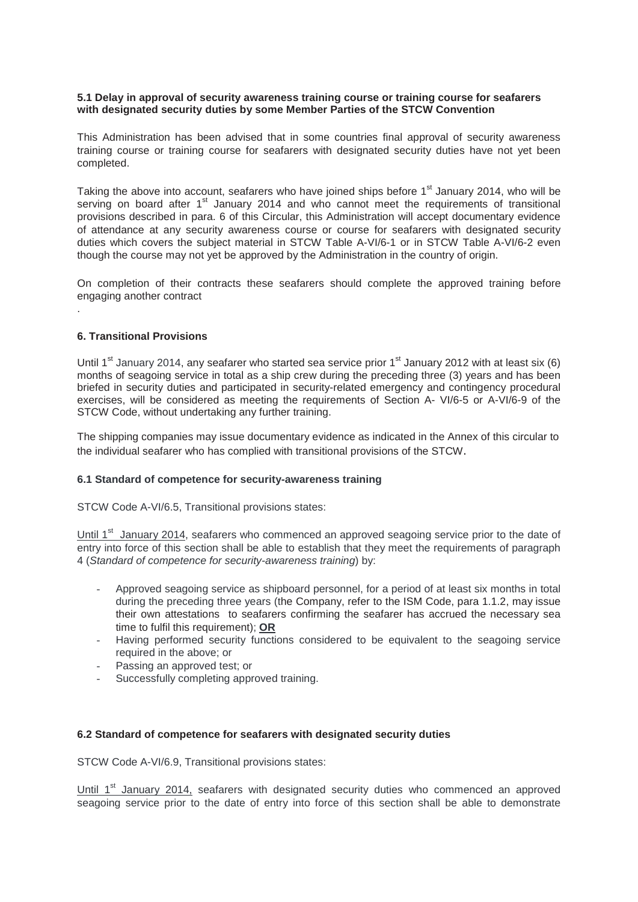#### 5.1 Delay in approval of security awareness training course or training course for seafarers with designated security duties by some Member Parties of the STCW Convention

This Administration has been advised that in some countries final approval of security awareness training course or training course for seafarers with designated security duties have not yet been completed.

Taking the above into account, seafarers who have joined ships before 1st January 2014, who will be serving on board after 1st January 2014 and who cannot meet the requirements of transitional provisions described in para. 6 of this Circular, this Administration will accept documentary evidence of attendance at any security awareness course or course for seafarers with designated security duties which covers the subject material in STCW Table A-VI/6-1 or in STCW Table A-VI/6-2 even though the course may not yet be approved by the Administration in the country of origin.

On completion of their contracts these seafarers should complete the approved training before engaging another contract

.

#### 6. Transitional Provisions

Until 1st January 2014, any seafarer who started sea service prior 1st January 2012 with at least six (6) months of seagoing service in total as a ship crew during the preceding three (3) years and has been briefed in security duties and participated in security-related emergency and contingency procedural exercises, will be considered as meeting the requirements of Section A- VI/6-5 or A-VI/6-9 of the STCW Code, without undertaking any further training.

The shipping companies may issue documentary evidence as indicated in the Annex of this circular to the individual seafarer who has complied with transitional provisions of the STCW.

#### 6.1 Standard of competence for security-awareness training

STCW Code A-VI/6.5, Transitional provisions states:

Until 1st January 2014, seafarers who commenced an approved seagoing service prior to the date of entry into force of this section shall be able to establish that they meet the requirements of paragraph 4 (*Standard of competence for security-awareness training*) by:

- Approved seagoing service as shipboard personnel, for a period of at least six months in total during the preceding three years (the Company, refer to the ISM Code, para 1.1.2, may issue their own attestations to seafarers confirming the seafarer has accrued the necessary sea time to fulfil this requirement); **OR**
- Having performed security functions considered to be equivalent to the seagoing service required in the above; or
- Passing an approved test; or
- Successfully completing approved training.

#### 6.2 Standard of competence for seafarers with designated security duties

STCW Code A-VI/6.9, Transitional provisions states:

Until 1st January 2014, seafarers with designated security duties who commenced an approved seagoing service prior to the date of entry into force of this section shall be able to demonstrate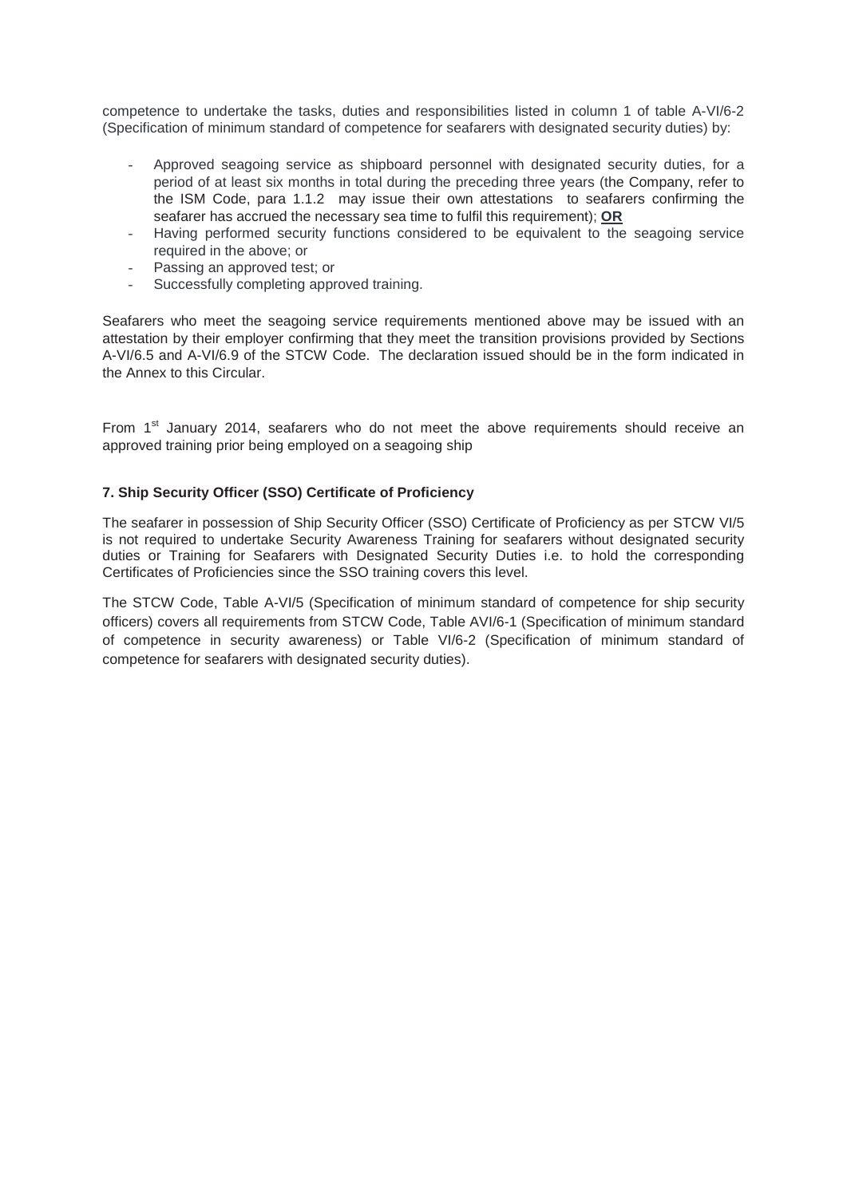competence to undertake the tasks, duties and responsibilities listed in column 1 of table A-VI/6-2 (Specification of minimum standard of competence for seafarers with designated security duties) by:

- Approved seagoing service as shipboard personnel with designated security duties, for a period of at least six months in total during the preceding three years (the Company, refer to the ISM Code, para 1.1.2 may issue their own attestations to seafarers confirming the seafarer has accrued the necessary sea time to fulfil this requirement); **OR**
- Having performed security functions considered to be equivalent to the seagoing service required in the above; or
- Passing an approved test; or
- Successfully completing approved training.

Seafarers who meet the seagoing service requirements mentioned above may be issued with an attestation by their employer confirming that they meet the transition provisions provided by Sections A-VI/6.5 and A-VI/6.9 of the STCW Code. The declaration issued should be in the form indicated in the Annex to this Circular.

From 1st January 2014, seafarers who do not meet the above requirements should receive an approved training prior being employed on a seagoing ship

**7. Ship Security Officer (SSO) Certificate of Proficiency**

The seafarer in possession of Ship Security Officer (SSO) Certificate of Proficiency as per STCW VI/5 is not required to undertake Security Awareness Training for seafarers without designated security duties or Training for Seafarers with Designated Security Duties i.e. to hold the corresponding Certificates of Proficiencies since the SSO training covers this level.

The STCW Code, Table A-VI/5 (Specification of minimum standard of competence for ship security officers) covers all requirements from STCW Code, Table AVI/6-1 (Specification of minimum standard of competence in security awareness) or Table VI/6-2 (Specification of minimum standard of competence for seafarers with designated security duties).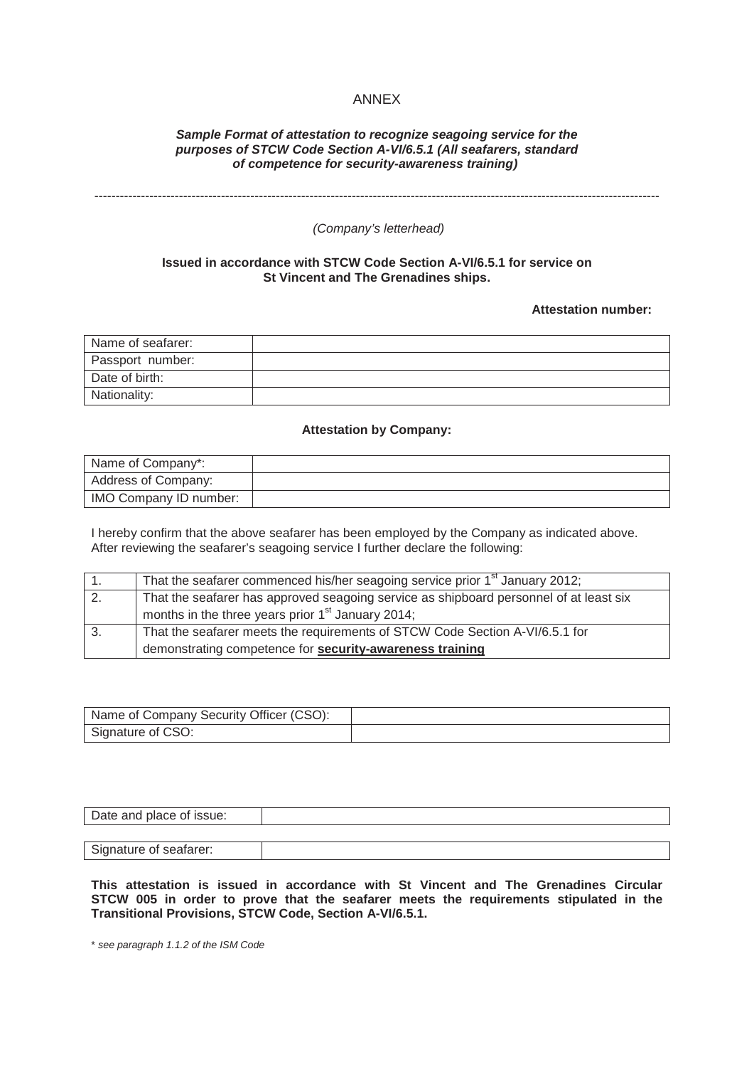# ANNEX

***Sample Format of attestation to recognize seagoing service for the purposes of STCW Code Section A-VI/6.5.1 (All seafarers, standard of competence for security-awareness training)***

---

*(Company's letterhead)*

**Issued in accordance with STCW Code Section A-VI/6.5.1 for service on St Vincent and The Grenadines ships.**

**Attestation number:**

| | |
|---|---|
| Name of seafarer: | |
| Passport number: | |
| Date of birth: | |
| Nationality: | |

**Attestation by Company:**

| | |
|---|---|
| Name of Company*: | |
| Address of Company: | |
| IMO Company ID number: | |

I hereby confirm that the above seafarer has been employed by the Company as indicated above. After reviewing the seafarer's seagoing service I further declare the following:

| | |
|---|---|
| 1. | That the seafarer commenced his/her seagoing service prior 1st January 2012; |
| 2. | That the seafarer has approved seagoing service as shipboard personnel of at least six months in the three years prior 1st January 2014; |
| 3. | That the seafarer meets the requirements of STCW Code Section A-VI/6.5.1 for demonstrating competence for **security-awareness training** |

| | |
|---|---|
| Name of Company Security Officer (CSO): | |
| Signature of CSO: | |

| | |
|---|---|
| Date and place of issue: | |

| | |
|---|---|
| Signature of seafarer: | |

**This attestation is issued in accordance with St Vincent and The Grenadines Circular STCW 005 in order to prove that the seafarer meets the requirements stipulated in the Transitional Provisions, STCW Code, Section A-VI/6.5.1.**

*\* see paragraph 1.1.2 of the ISM Code*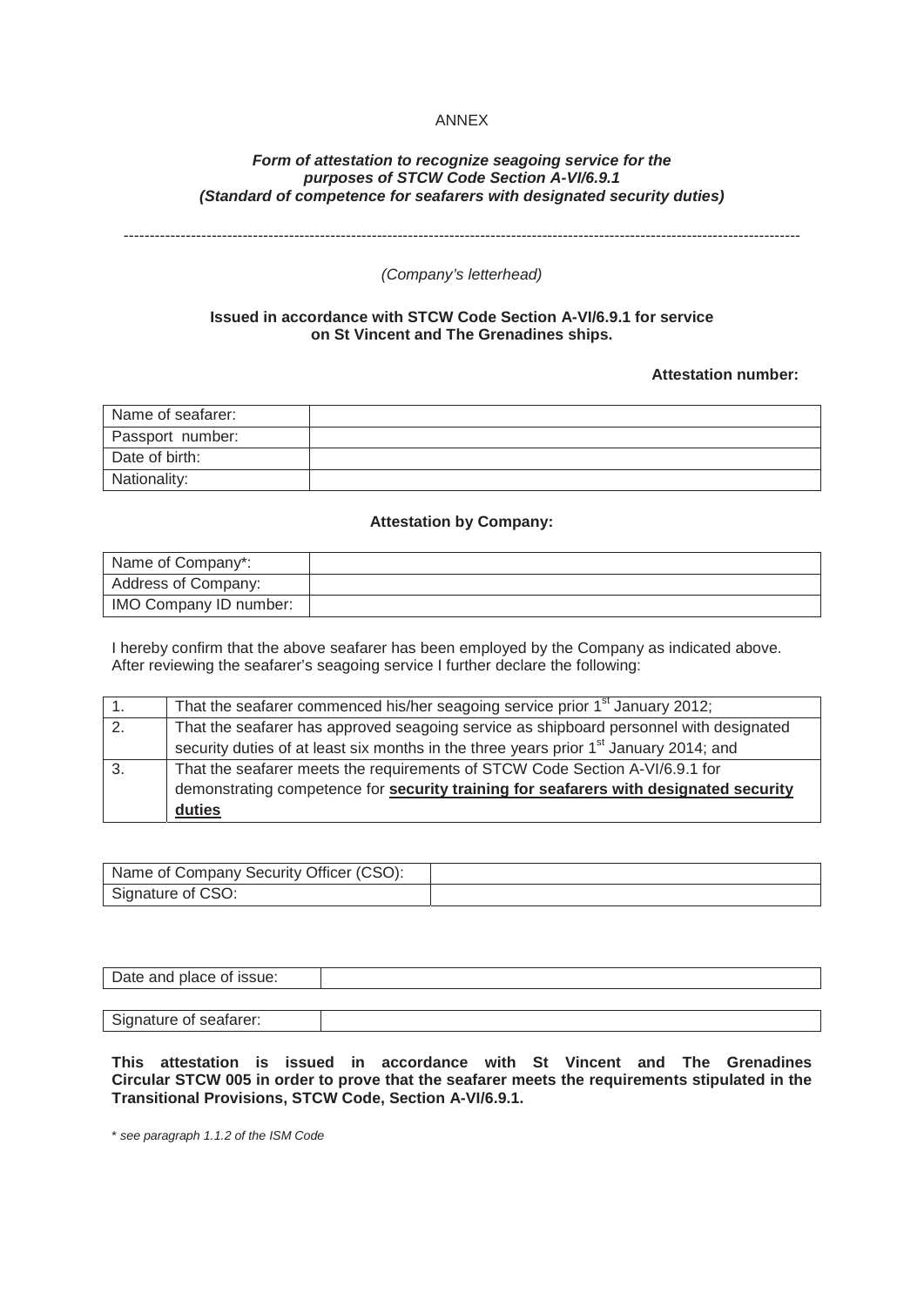ANNEX

***Form of attestation to recognize seagoing service for the purposes of STCW Code Section A-VI/6.9.1 (Standard of competence for seafarers with designated security duties)***

---

*(Company's letterhead)*

**Issued in accordance with STCW Code Section A-VI/6.9.1 for service on St Vincent and The Grenadines ships.**

**Attestation number:**

| | |
|---|---|
| Name of seafarer: | |
| Passport number: | |
| Date of birth: | |
| Nationality: | |

**Attestation by Company:**

| | |
|---|---|
| Name of Company*: | |
| Address of Company: | |
| IMO Company ID number: | |

I hereby confirm that the above seafarer has been employed by the Company as indicated above. After reviewing the seafarer's seagoing service I further declare the following:

| | |
|---|---|
| 1. | That the seafarer commenced his/her seagoing service prior 1st January 2012; |
| 2. | That the seafarer has approved seagoing service as shipboard personnel with designated security duties of at least six months in the three years prior 1st January 2014; and |
| 3. | That the seafarer meets the requirements of STCW Code Section A-VI/6.9.1 for demonstrating competence for **security training for seafarers with designated security duties** |

| | |
|---|---|
| Name of Company Security Officer (CSO): | |
| Signature of CSO: | |

| | |
|---|---|
| Date and place of issue: | |

| | |
|---|---|
| Signature of seafarer: | |

**This attestation is issued in accordance with St Vincent and The Grenadines Circular STCW 005 in order to prove that the seafarer meets the requirements stipulated in the Transitional Provisions, STCW Code, Section A-VI/6.9.1.**

* *see paragraph 1.1.2 of the ISM Code*